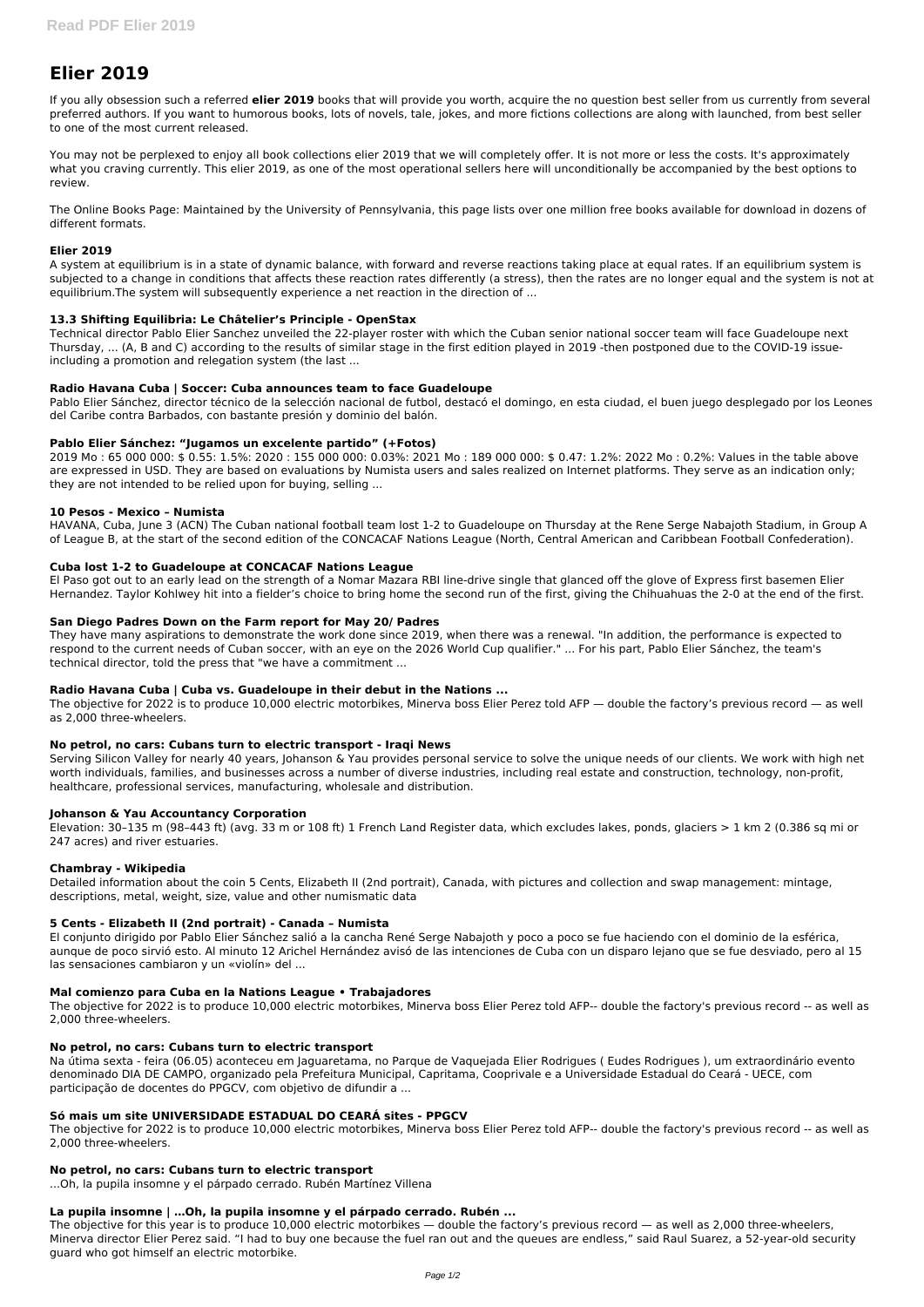# Elier 2019

If you ally obsession such a referred **elier 2019** books that will provide you worth, acquire the no question best seller from us currently from several preferred authors. If you want to humorous books, lots of novels, tale, jokes, and more fictions collections are along with launched, from best seller to one of the most current released.

You may not be perplexed to enjoy all book collections elier 2019 that we will completely offer. It is not more or less the costs. It's approximately what you craving currently. This elier 2019, as one of the most operational sellers here will unconditionally be accompanied by the best options to review.

The Online Books Page: Maintained by the University of Pennsylvania, this page lists over one million free books available for download in dozens of different formats.

### Elier 2019

A system at equilibrium is in a state of dynamic balance, with forward and reverse reactions taking place at equal rates. If an equilibrium system is subjected to a change in conditions that affects these reaction rates differently (a stress), then the rates are no longer equal and the system is not at equilibrium.The system will subsequently experience a net reaction in the direction of ...

### 13.3 Shifting Equilibria: Le Châtelier's Principle - OpenStax

Technical director Pablo Elier Sanchez unveiled the 22-player roster with which the Cuban senior national soccer team will face Guadeloupe next Thursday, ... (A, B and C) according to the results of similar stage in the first edition played in 2019 -then postponed due to the COVID-19 issue- including a promotion and relegation system (the last ...

### Radio Havana Cuba | Soccer: Cuba announces team to face Guadeloupe

Pablo Elier Sánchez, director técnico de la selección nacional de futbol, destacó el domingo, en esta ciudad, el buen juego desplegado por los Leones del Caribe contra Barbados, con bastante presión y dominio del balón.

### Pablo Elier Sánchez: "Jugamos un excelente partido" (+Fotos)

2019 Mo : 65 000 000: $ 0.55: 1.5%: 2020 : 155 000 000: 0.03%: 2021 Mo : 189 000 000: $ 0.47: 1.2%: 2022 Mo : 0.2%: Values in the table above are expressed in USD. They are based on evaluations by Numista users and sales realized on Internet platforms. They serve as an indication only; they are not intended to be relied upon for buying, selling ...

### 10 Pesos - Mexico – Numista

HAVANA, Cuba, June 3 (ACN) The Cuban national football team lost 1-2 to Guadeloupe on Thursday at the Rene Serge Nabajoth Stadium, in Group A of League B, at the start of the second edition of the CONCACAF Nations League (North, Central American and Caribbean Football Confederation).

### Cuba lost 1-2 to Guadeloupe at CONCACAF Nations League

El Paso got out to an early lead on the strength of a Nomar Mazara RBI line-drive single that glanced off the glove of Express first basemen Elier Hernandez. Taylor Kohlwey hit into a fielder's choice to bring home the second run of the first, giving the Chihuahuas the 2-0 at the end of the first.

### San Diego Padres Down on the Farm report for May 20/ Padres

They have many aspirations to demonstrate the work done since 2019, when there was a renewal. "In addition, the performance is expected to respond to the current needs of Cuban soccer, with an eye on the 2026 World Cup qualifier." ... For his part, Pablo Elier Sánchez, the team's technical director, told the press that "we have a commitment ...

### Radio Havana Cuba | Cuba vs. Guadeloupe in their debut in the Nations ...

The objective for 2022 is to produce 10,000 electric motorbikes, Minerva boss Elier Perez told AFP — double the factory's previous record — as well as 2,000 three-wheelers.

### No petrol, no cars: Cubans turn to electric transport - Iraqi News

Serving Silicon Valley for nearly 40 years, Johanson & Yau provides personal service to solve the unique needs of our clients. We work with high net worth individuals, families, and businesses across a number of diverse industries, including real estate and construction, technology, non-profit, healthcare, professional services, manufacturing, wholesale and distribution.

### Johanson & Yau Accountancy Corporation

Elevation: 30–135 m (98–443 ft) (avg. 33 m or 108 ft) 1 French Land Register data, which excludes lakes, ponds, glaciers > 1 km 2 (0.386 sq mi or 247 acres) and river estuaries.

### Chambray - Wikipedia

Detailed information about the coin 5 Cents, Elizabeth II (2nd portrait), Canada, with pictures and collection and swap management: mintage, descriptions, metal, weight, size, value and other numismatic data

### 5 Cents - Elizabeth II (2nd portrait) - Canada – Numista

El conjunto dirigido por Pablo Elier Sánchez salió a la cancha René Serge Nabajoth y poco a poco se fue haciendo con el dominio de la esférica, aunque de poco sirvió esto. Al minuto 12 Arichel Hernández avisó de las intenciones de Cuba con un disparo lejano que se fue desviado, pero al 15 las sensaciones cambiaron y un «violín» del ...

### Mal comienzo para Cuba en la Nations League • Trabajadores

The objective for 2022 is to produce 10,000 electric motorbikes, Minerva boss Elier Perez told AFP-- double the factory's previous record -- as well as 2,000 three-wheelers.

### No petrol, no cars: Cubans turn to electric transport

Na útima sexta - feira (06.05) aconteceu em Jaguaretama, no Parque de Vaquejada Elier Rodrigues ( Eudes Rodrigues ), um extraordinário evento denominado DIA DE CAMPO, organizado pela Prefeitura Municipal, Capritama, Cooprivale e a Universidade Estadual do Ceará - UECE, com participação de docentes do PPGCV, com objetivo de difundir a ...

### Só mais um site UNIVERSIDADE ESTADUAL DO CEARÁ sites - PPGCV

The objective for 2022 is to produce 10,000 electric motorbikes, Minerva boss Elier Perez told AFP-- double the factory's previous record -- as well as 2,000 three-wheelers.

### No petrol, no cars: Cubans turn to electric transport

...Oh, la pupila insomne y el párpado cerrado. Rubén Martínez Villena

### La pupila insomne | ...Oh, la pupila insomne y el párpado cerrado. Rubén ...

The objective for this year is to produce 10,000 electric motorbikes — double the factory's previous record — as well as 2,000 three-wheelers, Minerva director Elier Perez said. "I had to buy one because the fuel ran out and the queues are endless," said Raul Suarez, a 52-year-old security guard who got himself an electric motorbike.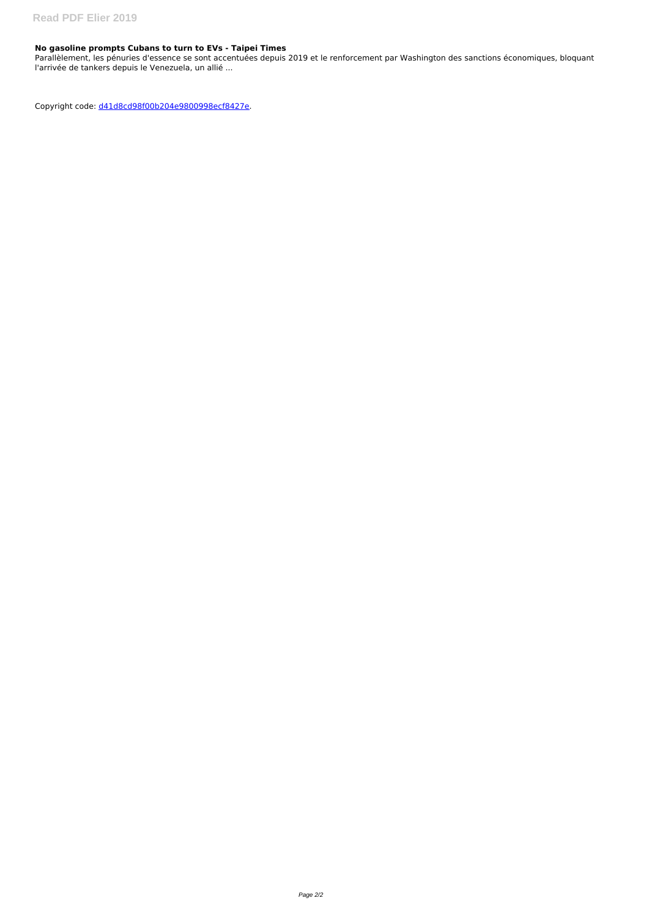**No gasoline prompts Cubans to turn to EVs - Taipei Times**

Parallèlement, les pénuries d'essence se sont accentuées depuis 2019 et le renforcement par Washington des sanctions économiques, bloquant l'arrivée de tankers depuis le Venezuela, un allié ...

Copyright code: d41d8cd98f00b204e9800998ecf8427e.